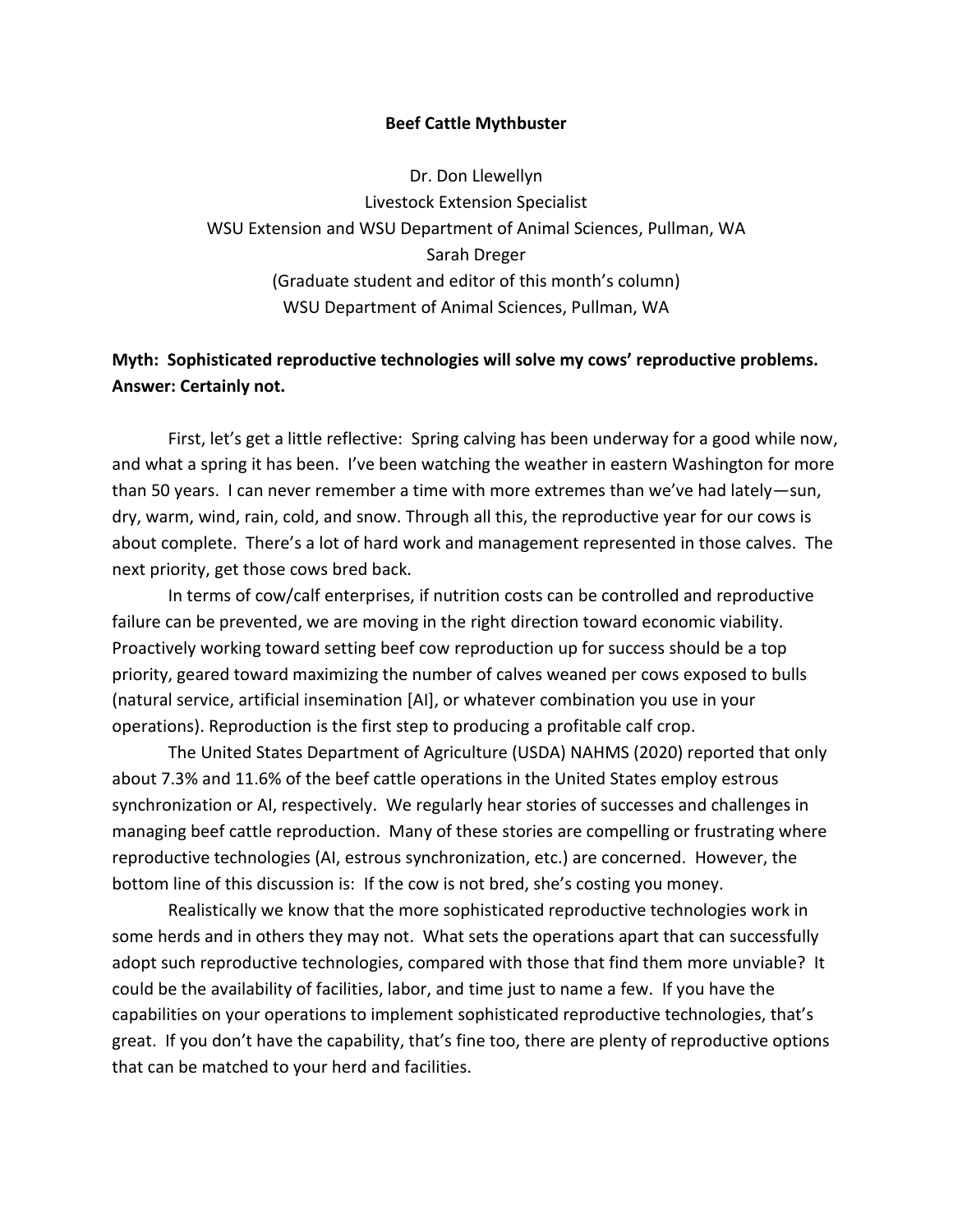# Beef Cattle Mythbuster

Dr. Don Llewellyn
Livestock Extension Specialist
WSU Extension and WSU Department of Animal Sciences, Pullman, WA
Sarah Dreger
(Graduate student and editor of this month's column)
WSU Department of Animal Sciences, Pullman, WA

**Myth: Sophisticated reproductive technologies will solve my cows' reproductive problems.**
**Answer: Certainly not.**

First, let's get a little reflective: Spring calving has been underway for a good while now, and what a spring it has been. I've been watching the weather in eastern Washington for more than 50 years. I can never remember a time with more extremes than we've had lately—sun, dry, warm, wind, rain, cold, and snow. Through all this, the reproductive year for our cows is about complete. There's a lot of hard work and management represented in those calves. The next priority, get those cows bred back.

In terms of cow/calf enterprises, if nutrition costs can be controlled and reproductive failure can be prevented, we are moving in the right direction toward economic viability. Proactively working toward setting beef cow reproduction up for success should be a top priority, geared toward maximizing the number of calves weaned per cows exposed to bulls (natural service, artificial insemination [AI], or whatever combination you use in your operations). Reproduction is the first step to producing a profitable calf crop.

The United States Department of Agriculture (USDA) NAHMS (2020) reported that only about 7.3% and 11.6% of the beef cattle operations in the United States employ estrous synchronization or AI, respectively. We regularly hear stories of successes and challenges in managing beef cattle reproduction. Many of these stories are compelling or frustrating where reproductive technologies (AI, estrous synchronization, etc.) are concerned. However, the bottom line of this discussion is: If the cow is not bred, she's costing you money.

Realistically we know that the more sophisticated reproductive technologies work in some herds and in others they may not. What sets the operations apart that can successfully adopt such reproductive technologies, compared with those that find them more unviable? It could be the availability of facilities, labor, and time just to name a few. If you have the capabilities on your operations to implement sophisticated reproductive technologies, that's great. If you don't have the capability, that's fine too, there are plenty of reproductive options that can be matched to your herd and facilities.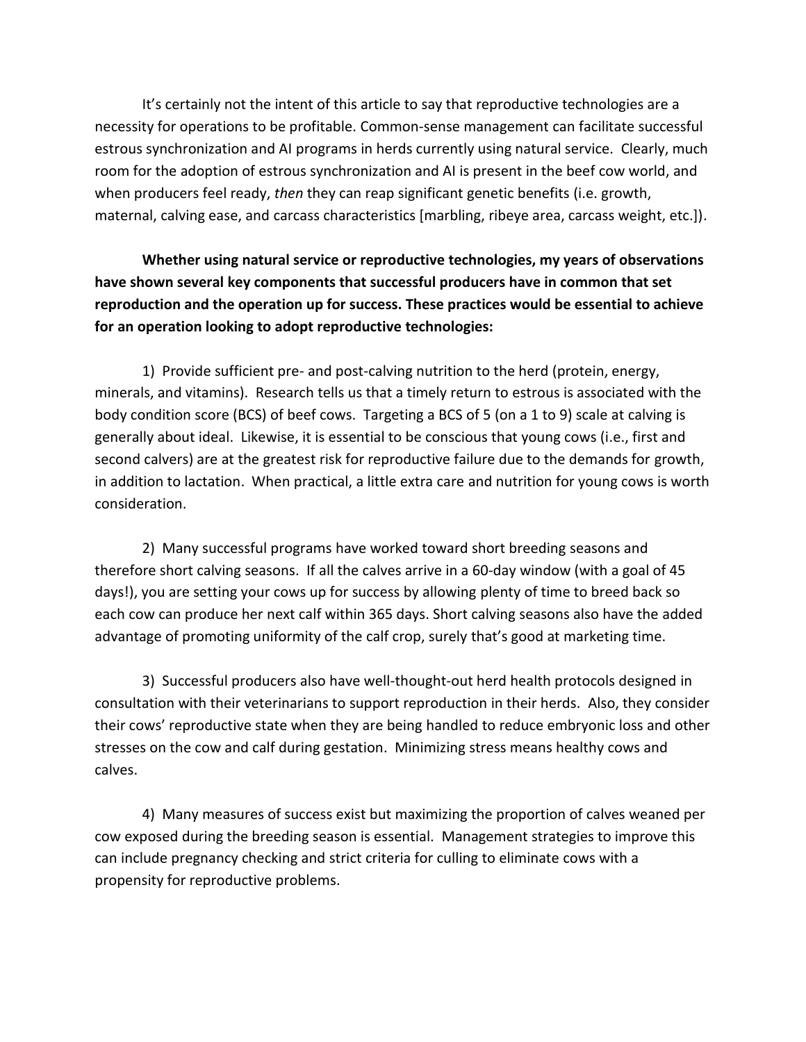It's certainly not the intent of this article to say that reproductive technologies are a necessity for operations to be profitable. Common-sense management can facilitate successful estrous synchronization and AI programs in herds currently using natural service. Clearly, much room for the adoption of estrous synchronization and AI is present in the beef cow world, and when producers feel ready, *then* they can reap significant genetic benefits (i.e. growth, maternal, calving ease, and carcass characteristics [marbling, ribeye area, carcass weight, etc.]).

**Whether using natural service or reproductive technologies, my years of observations have shown several key components that successful producers have in common that set reproduction and the operation up for success. These practices would be essential to achieve for an operation looking to adopt reproductive technologies:**

1) Provide sufficient pre- and post-calving nutrition to the herd (protein, energy, minerals, and vitamins). Research tells us that a timely return to estrous is associated with the body condition score (BCS) of beef cows. Targeting a BCS of 5 (on a 1 to 9) scale at calving is generally about ideal. Likewise, it is essential to be conscious that young cows (i.e., first and second calvers) are at the greatest risk for reproductive failure due to the demands for growth, in addition to lactation. When practical, a little extra care and nutrition for young cows is worth consideration.

2) Many successful programs have worked toward short breeding seasons and therefore short calving seasons. If all the calves arrive in a 60-day window (with a goal of 45 days!), you are setting your cows up for success by allowing plenty of time to breed back so each cow can produce her next calf within 365 days. Short calving seasons also have the added advantage of promoting uniformity of the calf crop, surely that's good at marketing time.

3) Successful producers also have well-thought-out herd health protocols designed in consultation with their veterinarians to support reproduction in their herds. Also, they consider their cows' reproductive state when they are being handled to reduce embryonic loss and other stresses on the cow and calf during gestation. Minimizing stress means healthy cows and calves.

4) Many measures of success exist but maximizing the proportion of calves weaned per cow exposed during the breeding season is essential. Management strategies to improve this can include pregnancy checking and strict criteria for culling to eliminate cows with a propensity for reproductive problems.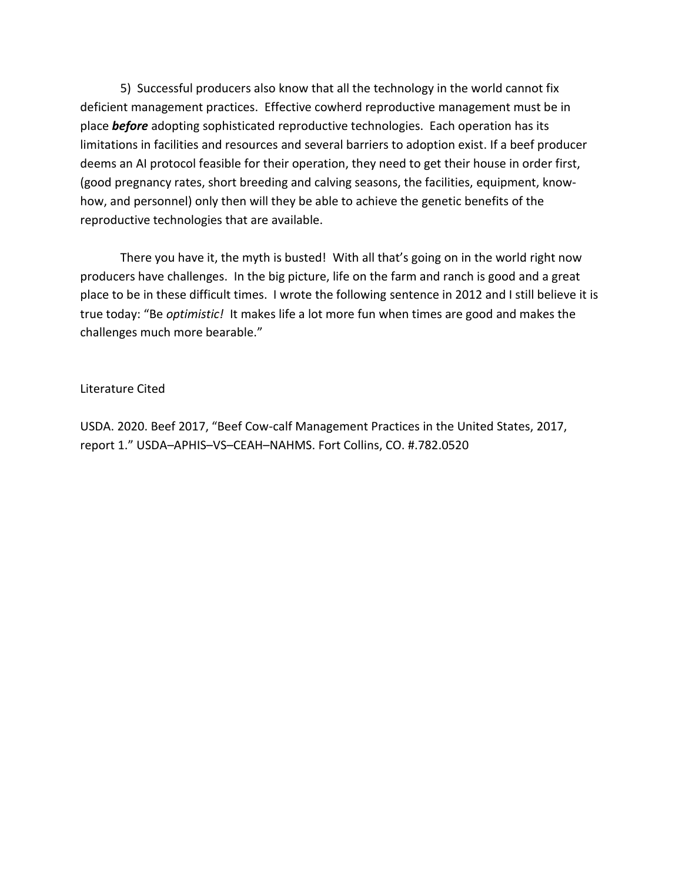5) Successful producers also know that all the technology in the world cannot fix deficient management practices. Effective cowherd reproductive management must be in place ***before*** adopting sophisticated reproductive technologies. Each operation has its limitations in facilities and resources and several barriers to adoption exist. If a beef producer deems an AI protocol feasible for their operation, they need to get their house in order first, (good pregnancy rates, short breeding and calving seasons, the facilities, equipment, know-how, and personnel) only then will they be able to achieve the genetic benefits of the reproductive technologies that are available.

There you have it, the myth is busted! With all that's going on in the world right now producers have challenges. In the big picture, life on the farm and ranch is good and a great place to be in these difficult times. I wrote the following sentence in 2012 and I still believe it is true today: "Be *optimistic!* It makes life a lot more fun when times are good and makes the challenges much more bearable."

Literature Cited

USDA. 2020. Beef 2017, "Beef Cow-calf Management Practices in the United States, 2017, report 1." USDA–APHIS–VS–CEAH–NAHMS. Fort Collins, CO. #.782.0520